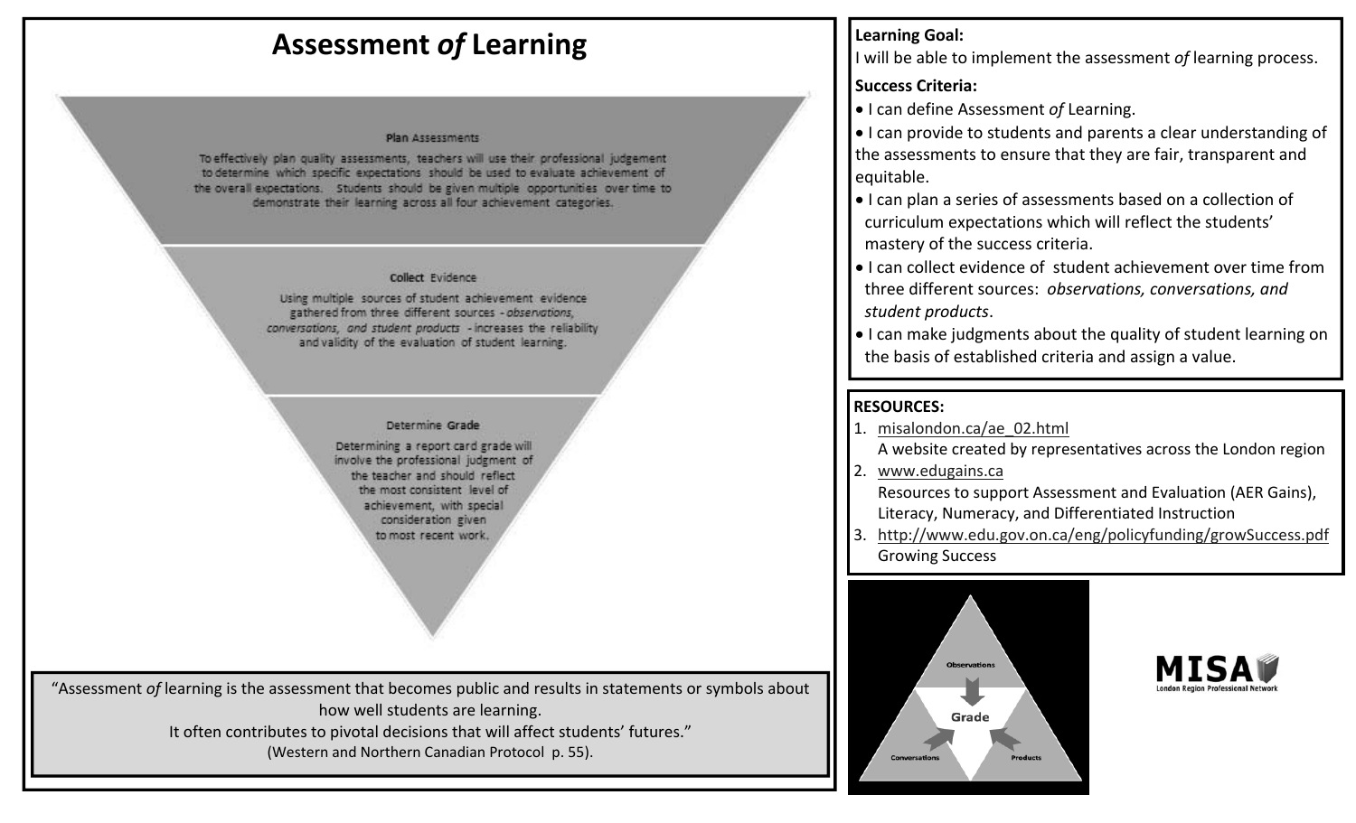# Assessment *of* Learning

**Plan Assessments**

To effectively plan quality assessments, teachers will use their professional judgement to determine which specific expectations should be used to evaluate achievement of the overall expectations. Students should be given multiple opportunities over time to demonstrate their learning across all four achievement categories.

**Collect Evidence**

Using multiple sources of student achievement evidence gathered from three different sources - *observations, conversations, and student products* - increases the reliability and validity of the evaluation of student learning.

**Determine Grade**

Determining a report card grade will involve the professional judgment of the teacher and should reflect the most consistent level of achievement, with special consideration given to most recent work.

> "Assessment *of* learning is the assessment that becomes public and results in statements or symbols about how well students are learning.
> It often contributes to pivotal decisions that will affect students' futures."
> (Western and Northern Canadian Protocol p. 55).

**Learning Goal:**

I will be able to implement the assessment *of* learning process.

**Success Criteria:**

- I can define Assessment *of* Learning.
- I can provide to students and parents a clear understanding of the assessments to ensure that they are fair, transparent and equitable.
- I can plan a series of assessments based on a collection of curriculum expectations which will reflect the students' mastery of the success criteria.
- I can collect evidence of student achievement over time from three different sources: *observations, conversations, and student products*.
- I can make judgments about the quality of student learning on the basis of established criteria and assign a value.

**RESOURCES:**

1. misalondon.ca/ae_02.html
   A website created by representatives across the London region
2. www.edugains.ca
   Resources to support Assessment and Evaluation (AER Gains), Literacy, Numeracy, and Differentiated Instruction
3. http://www.edu.gov.on.ca/eng/policyfunding/growSuccess.pdf
   Growing Success

Observations

Grade

Conversations

Products

MISA
London Region Professional Network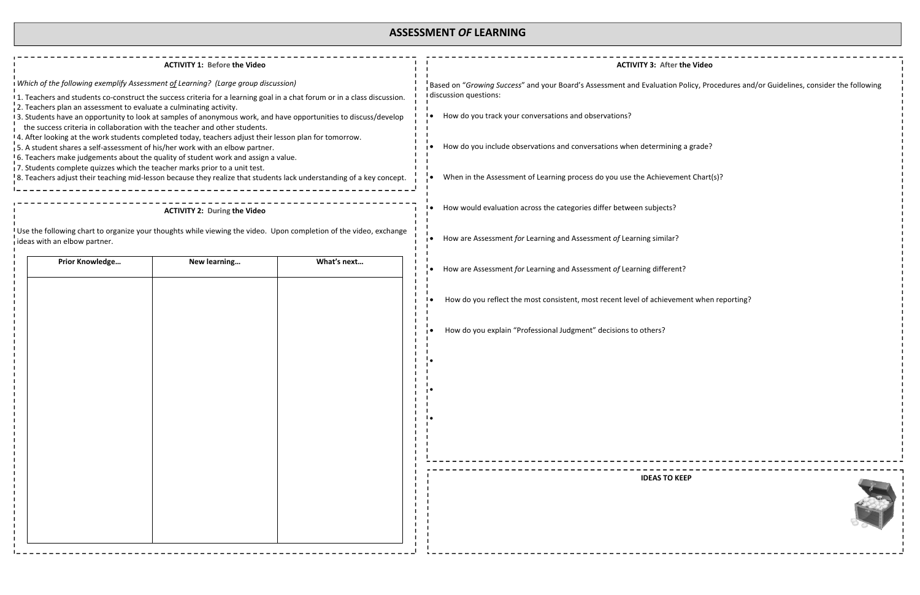# ASSESSMENT *OF* LEARNING

## ACTIVITY 1: Before the Video

*Which of the following exemplify Assessment of Learning? (Large group discussion)*

1. Teachers and students co-construct the success criteria for a learning goal in a chat forum or in a class discussion.
2. Teachers plan an assessment to evaluate a culminating activity.
3. Students have an opportunity to look at samples of anonymous work, and have opportunities to discuss/develop the success criteria in collaboration with the teacher and other students.
4. After looking at the work students completed today, teachers adjust their lesson plan for tomorrow.
5. A student shares a self-assessment of his/her work with an elbow partner.
6. Teachers make judgements about the quality of student work and assign a value.
7. Students complete quizzes which the teacher marks prior to a unit test.
8. Teachers adjust their teaching mid-lesson because they realize that students lack understanding of a key concept.

## ACTIVITY 2: During the Video

Use the following chart to organize your thoughts while viewing the video. Upon completion of the video, exchange ideas with an elbow partner.

| Prior Knowledge… | New learning… | What's next… |
|---|---|---|
| | | |

## ACTIVITY 3: After the Video

Based on "*Growing Success*" and your Board's Assessment and Evaluation Policy, Procedures and/or Guidelines, consider the following discussion questions:

- How do you track your conversations and observations?
- How do you include observations and conversations when determining a grade?
- When in the Assessment of Learning process do you use the Achievement Chart(s)?
- How would evaluation across the categories differ between subjects?
- How are Assessment *for* Learning and Assessment *of* Learning similar?
- How are Assessment *for* Learning and Assessment *of* Learning different?
- How do you reflect the most consistent, most recent level of achievement when reporting?
- How do you explain "Professional Judgment" decisions to others?
- 
- 
- 

## IDEAS TO KEEP